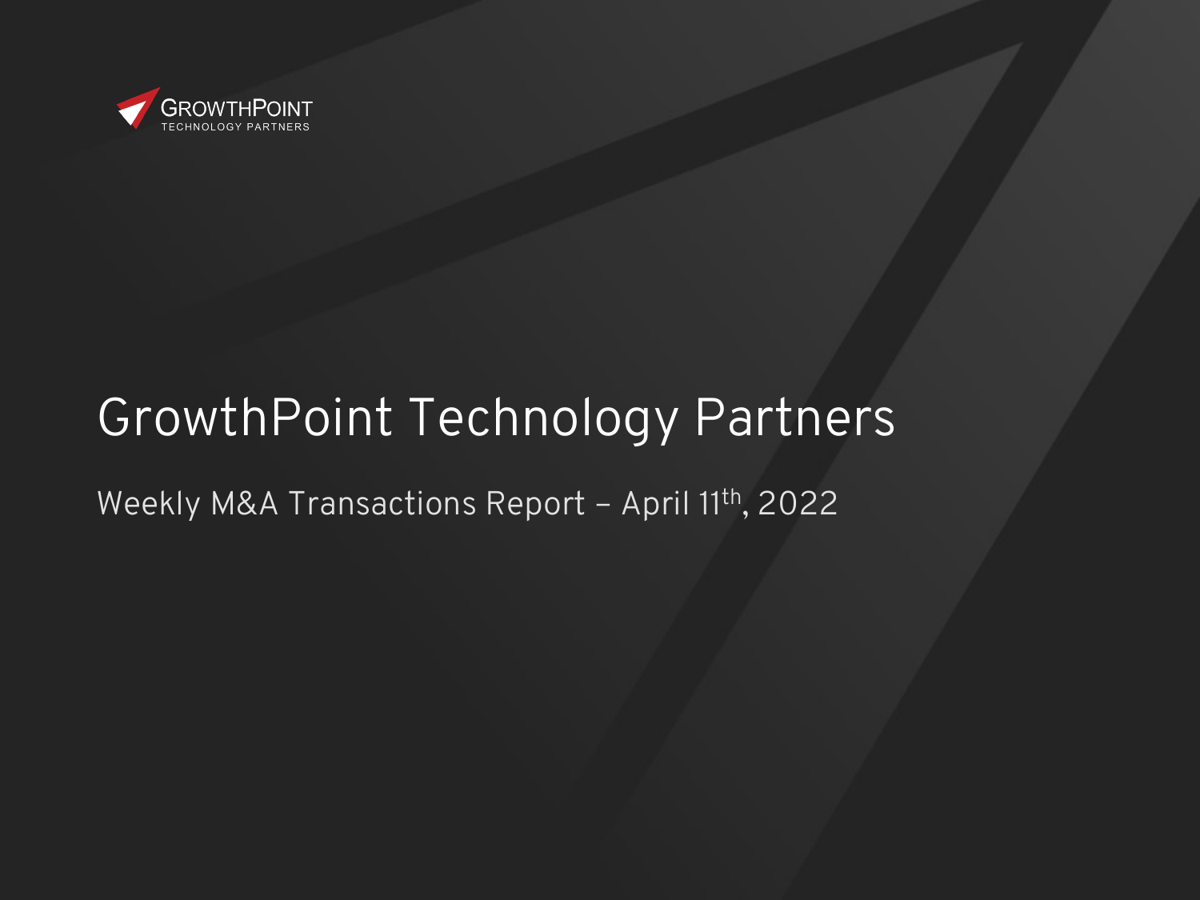GrowthPoint
TECHNOLOGY PARTNERS

# GrowthPoint Technology Partners

Weekly M&A Transactions Report – April 11th, 2022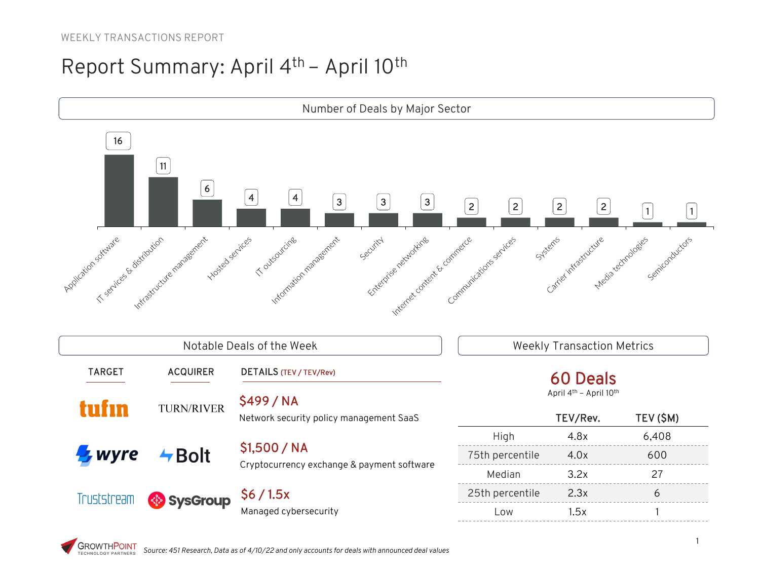WEEKLY TRANSACTIONS REPORT

# Report Summary: April 4th – April 10th

## Number of Deals by Major Sector

| Sector | Number of Deals |
|---|---|
| Application software | 16 |
| IT services & distribution | 11 |
| Infrastructure management | 6 |
| Hosted services | 4 |
| IT outsourcing | 4 |
| Information management | 3 |
| Security | 3 |
| Enterprise networking | 3 |
| Internet content & commerce | 2 |
| Communications services | 2 |
| Systems | 2 |
| Carrier infrastructure | 2 |
| Media technologies | 1 |
| Semiconductors | 1 |

## Notable Deals of the Week

| TARGET | ACQUIRER | DETAILS (TEV / TEV/Rev) |
|---|---|---|
| tufin | TURN/RIVER | $499 / NA<br>Network security policy management SaaS |
| wyre | Bolt | $1,500 / NA<br>Cryptocurrency exchange & payment software |
| Truststream | SysGroup | $6 / 1.5x<br>Managed cybersecurity |

## Weekly Transaction Metrics

**60 Deals**

April 4th – April 10th

| | TEV/Rev. | TEV ($M) |
|---|---|---|
| High | 4.8x | 6,408 |
| 75th percentile | 4.0x | 600 |
| Median | 3.2x | 27 |
| 25th percentile | 2.3x | 6 |
| Low | 1.5x | 1 |

GROWTHPOINT TECHNOLOGY PARTNERS

*Source: 451 Research, Data as of 4/10/22 and only accounts for deals with announced deal values*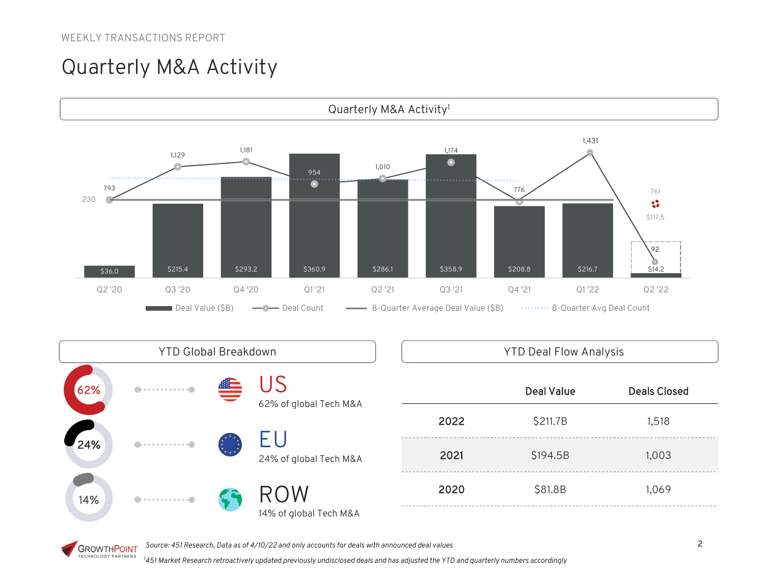WEEKLY TRANSACTIONS REPORT

# Quarterly M&A Activity

## Quarterly M&A Activity[1]

| Quarter | Deal Value ($B) | Deal Count |
|---|---|---|
| Q2 '20 | $36.0 | 793 |
| Q3 '20 | $215.4 | 1,129 |
| Q4 '20 | $293.2 | 1,181 |
| Q1 '21 | $360.9 | 954 |
| Q2 '21 | $286.1 | 1,010 |
| Q3 '21 | $358.9 | 1,174 |
| Q4 '21 | $208.8 | 776 |
| Q1 '22 | $216.7 | 1,431 |
| Q2 '22 | $14.2 | 92 |

8-Quarter Average Deal Value ($B): 230

Q2 '22 projected: 761 / $117.5

Deal Value ($B) — Deal Count — 8-Quarter Average Deal Value ($B) — 8-Quarter Avg Deal Count

## YTD Global Breakdown

- **US** — 62% — 62% of global Tech M&A
- **EU** — 24% — 24% of global Tech M&A
- **ROW** — 14% — 14% of global Tech M&A

## YTD Deal Flow Analysis

| | Deal Value | Deals Closed |
|---|---|---|
| **2022** | $211.7B | 1,518 |
| **2021** | $194.5B | 1,003 |
| **2020** | $81.8B | 1,069 |

*Source: 451 Research, Data as of 4/10/22 and only accounts for deals with announced deal values*

*[1]451 Market Research retroactively updated previously undisclosed deals and has adjusted the YTD and quarterly numbers accordingly*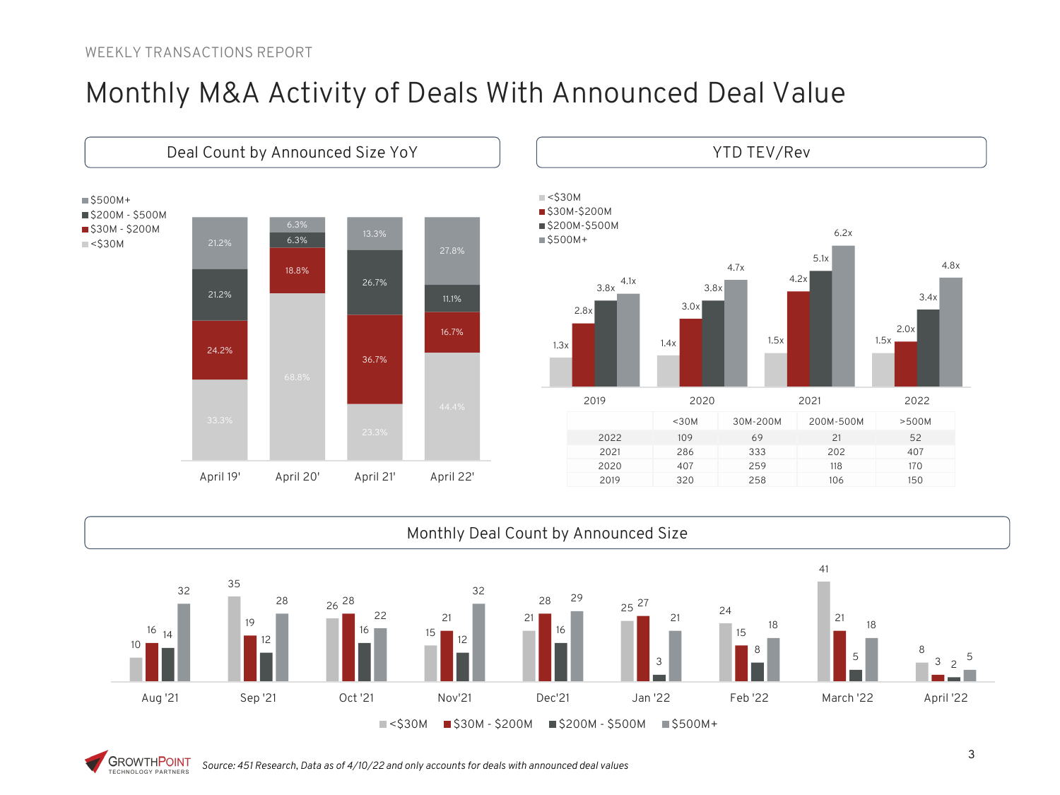WEEKLY TRANSACTIONS REPORT

# Monthly M&A Activity of Deals With Announced Deal Value

## Deal Count by Announced Size YoY

| | April 19' | April 20' | April 21' | April 22' |
|---|---|---|---|---|
| $500M+ | 21.2% | 6.3% | 13.3% | 27.8% |
| $200M - $500M | 21.2% | 6.3% | 26.7% | 11.1% |
| $30M - $200M | 24.2% | 18.8% | 36.7% | 16.7% |
| <$30M | 33.3% | 68.8% | 23.3% | 44.4% |

## YTD TEV/Rev

| | 2019 | 2020 | 2021 | 2022 |
|---|---|---|---|---|
| <$30M | 1.3x | 1.4x | 1.5x | 1.5x |
| $30M-$200M | 2.8x | 3.0x | 4.2x | 2.0x |
| $200M-$500M | 3.8x | 3.8x | 5.1x | 3.4x |
| $500M+ | 4.1x | 4.7x | 6.2x | 4.8x |

| | <30M | 30M-200M | 200M-500M | >500M |
|---|---|---|---|---|
| 2022 | 109 | 69 | 21 | 52 |
| 2021 | 286 | 333 | 202 | 407 |
| 2020 | 407 | 259 | 118 | 170 |
| 2019 | 320 | 258 | 106 | 150 |

## Monthly Deal Count by Announced Size

| | Aug '21 | Sep '21 | Oct '21 | Nov'21 | Dec'21 | Jan '22 | Feb '22 | March '22 | April '22 |
|---|---|---|---|---|---|---|---|---|---|
| <$30M | 10 | 35 | 26 | 15 | 21 | 25 | 24 | 41 | 8 |
| $30M - $200M | 16 | 19 | 28 | 21 | 28 | 27 | 15 | 21 | 3 |
| $200M - $500M | 14 | 12 | 16 | 12 | 16 | 3 | 8 | 5 | 2 |
| $500M+ | 32 | 28 | 22 | 32 | 29 | 21 | 18 | 18 | 5 |

*Source: 451 Research, Data as of 4/10/22 and only accounts for deals with announced deal values*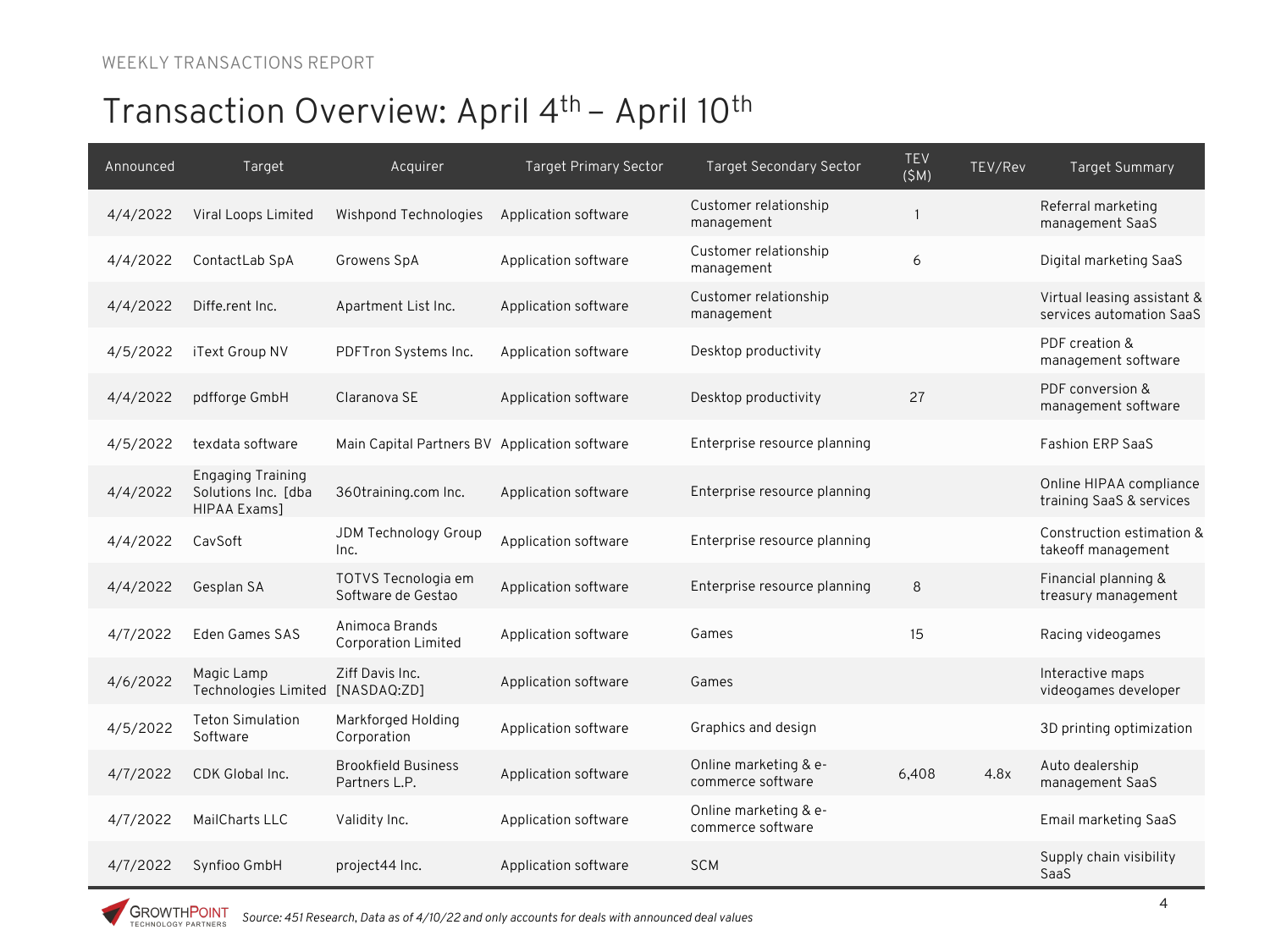WEEKLY TRANSACTIONS REPORT

# Transaction Overview: April 4th – April 10th

| Announced | Target | Acquirer | Target Primary Sector | Target Secondary Sector | TEV ($M) | TEV/Rev | Target Summary |
|---|---|---|---|---|---|---|---|
| 4/4/2022 | Viral Loops Limited | Wishpond Technologies | Application software | Customer relationship management | 1 | | Referral marketing management SaaS |
| 4/4/2022 | ContactLab SpA | Growens SpA | Application software | Customer relationship management | 6 | | Digital marketing SaaS |
| 4/4/2022 | Diffe.rent Inc. | Apartment List Inc. | Application software | Customer relationship management | | | Virtual leasing assistant & services automation SaaS |
| 4/5/2022 | iText Group NV | PDFTron Systems Inc. | Application software | Desktop productivity | | | PDF creation & management software |
| 4/4/2022 | pdfforge GmbH | Claranova SE | Application software | Desktop productivity | 27 | | PDF conversion & management software |
| 4/5/2022 | texdata software | Main Capital Partners BV | Application software | Enterprise resource planning | | | Fashion ERP SaaS |
| 4/4/2022 | Engaging Training Solutions Inc. [dba HIPAA Exams] | 360training.com Inc. | Application software | Enterprise resource planning | | | Online HIPAA compliance training SaaS & services |
| 4/4/2022 | CavSoft | JDM Technology Group Inc. | Application software | Enterprise resource planning | | | Construction estimation & takeoff management |
| 4/4/2022 | Gesplan SA | TOTVS Tecnologia em Software de Gestao | Application software | Enterprise resource planning | 8 | | Financial planning & treasury management |
| 4/7/2022 | Eden Games SAS | Animoca Brands Corporation Limited | Application software | Games | 15 | | Racing videogames |
| 4/6/2022 | Magic Lamp Technologies Limited | Ziff Davis Inc. [NASDAQ:ZD] | Application software | Games | | | Interactive maps videogames developer |
| 4/5/2022 | Teton Simulation Software | Markforged Holding Corporation | Application software | Graphics and design | | | 3D printing optimization |
| 4/7/2022 | CDK Global Inc. | Brookfield Business Partners L.P. | Application software | Online marketing & e-commerce software | 6,408 | 4.8x | Auto dealership management SaaS |
| 4/7/2022 | MailCharts LLC | Validity Inc. | Application software | Online marketing & e-commerce software | | | Email marketing SaaS |
| 4/7/2022 | Synfioo GmbH | project44 Inc. | Application software | SCM | | | Supply chain visibility SaaS |

*Source: 451 Research, Data as of 4/10/22 and only accounts for deals with announced deal values*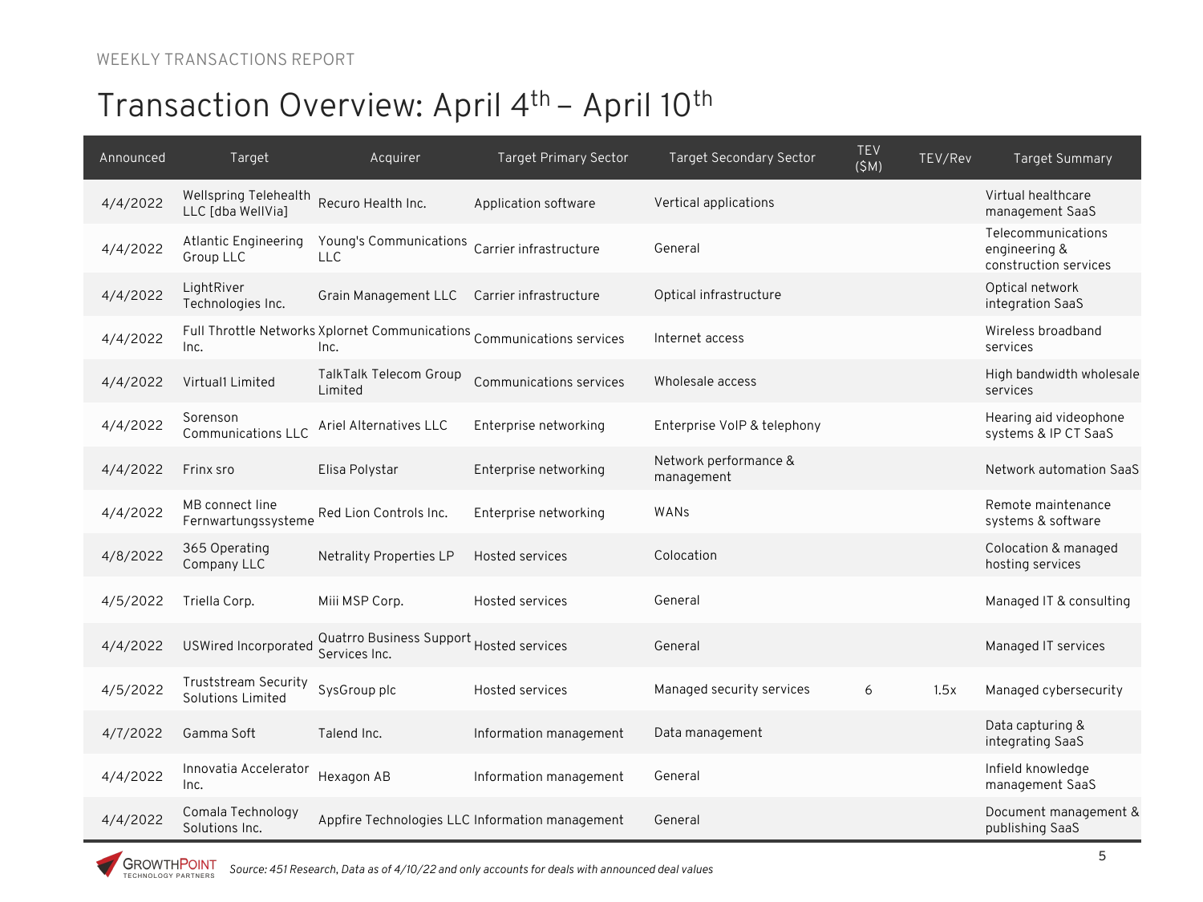WEEKLY TRANSACTIONS REPORT

# Transaction Overview: April 4th – April 10th

| Announced | Target | Acquirer | Target Primary Sector | Target Secondary Sector | TEV ($M) | TEV/Rev | Target Summary |
|---|---|---|---|---|---|---|---|
| 4/4/2022 | Wellspring Telehealth LLC [dba WellVia] | Recuro Health Inc. | Application software | Vertical applications | | | Virtual healthcare management SaaS |
| 4/4/2022 | Atlantic Engineering Group LLC | Young's Communications LLC | Carrier infrastructure | General | | | Telecommunications engineering & construction services |
| 4/4/2022 | LightRiver Technologies Inc. | Grain Management LLC | Carrier infrastructure | Optical infrastructure | | | Optical network integration SaaS |
| 4/4/2022 | Full Throttle Networks Inc. | Xplornet Communications Inc. | Communications services | Internet access | | | Wireless broadband services |
| 4/4/2022 | Virtual1 Limited | TalkTalk Telecom Group Limited | Communications services | Wholesale access | | | High bandwidth wholesale services |
| 4/4/2022 | Sorenson Communications LLC | Ariel Alternatives LLC | Enterprise networking | Enterprise VoIP & telephony | | | Hearing aid videophone systems & IP CT SaaS |
| 4/4/2022 | Frinx sro | Elisa Polystar | Enterprise networking | Network performance & management | | | Network automation SaaS |
| 4/4/2022 | MB connect line Fernwartungssysteme | Red Lion Controls Inc. | Enterprise networking | WANs | | | Remote maintenance systems & software |
| 4/8/2022 | 365 Operating Company LLC | Netrality Properties LP | Hosted services | Colocation | | | Colocation & managed hosting services |
| 4/5/2022 | Triella Corp. | Miii MSP Corp. | Hosted services | General | | | Managed IT & consulting |
| 4/4/2022 | USWired Incorporated | Quatrro Business Support Services Inc. | Hosted services | General | | | Managed IT services |
| 4/5/2022 | Truststream Security Solutions Limited | SysGroup plc | Hosted services | Managed security services | 6 | 1.5x | Managed cybersecurity |
| 4/7/2022 | Gamma Soft | Talend Inc. | Information management | Data management | | | Data capturing & integrating SaaS |
| 4/4/2022 | Innovatia Accelerator Inc. | Hexagon AB | Information management | General | | | Infield knowledge management SaaS |
| 4/4/2022 | Comala Technology Solutions Inc. | Appfire Technologies LLC | Information management | General | | | Document management & publishing SaaS |

*Source: 451 Research, Data as of 4/10/22 and only accounts for deals with announced deal values*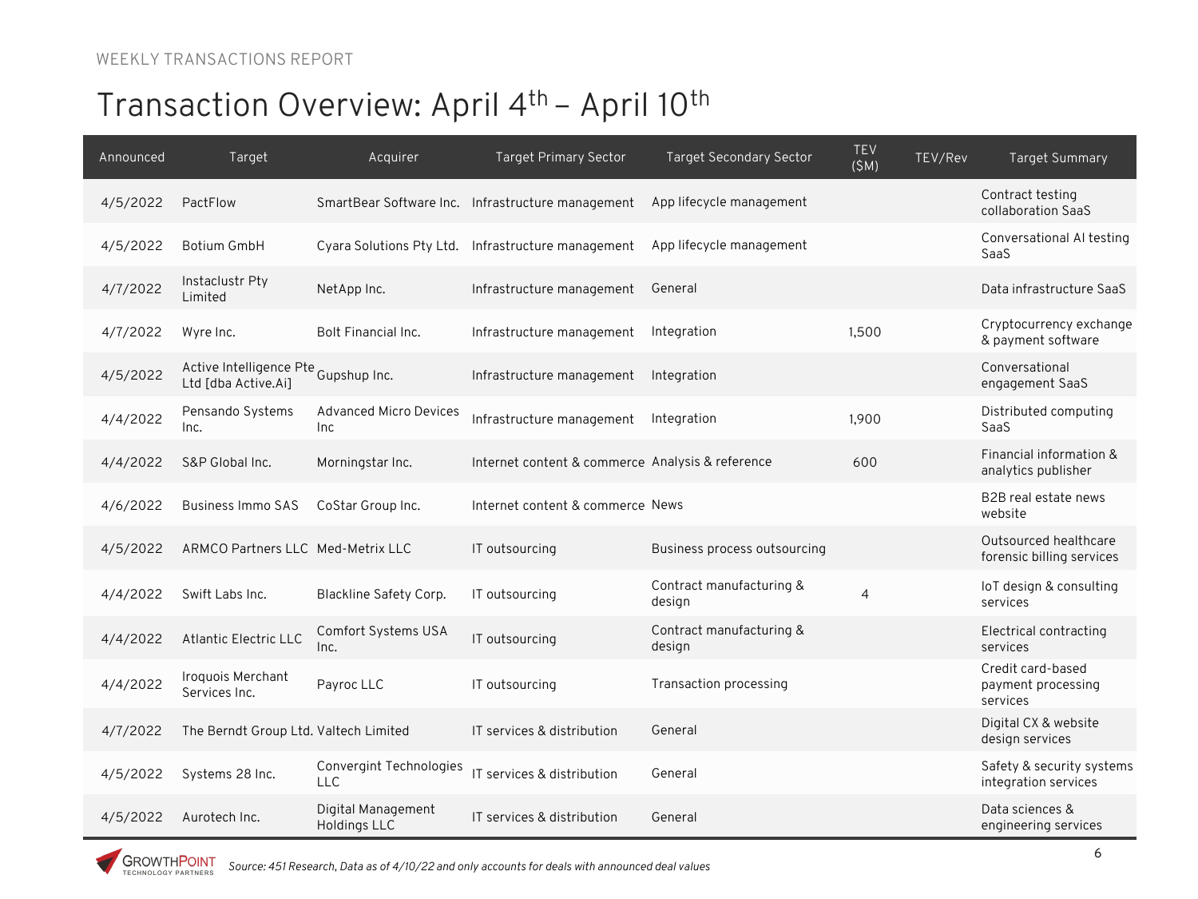WEEKLY TRANSACTIONS REPORT

# Transaction Overview: April 4th – April 10th

| Announced | Target | Acquirer | Target Primary Sector | Target Secondary Sector | TEV ($M) | TEV/Rev | Target Summary |
|---|---|---|---|---|---|---|---|
| 4/5/2022 | PactFlow | SmartBear Software Inc. | Infrastructure management | App lifecycle management | | | Contract testing collaboration SaaS |
| 4/5/2022 | Botium GmbH | Cyara Solutions Pty Ltd. | Infrastructure management | App lifecycle management | | | Conversational AI testing SaaS |
| 4/7/2022 | Instaclustr Pty Limited | NetApp Inc. | Infrastructure management | General | | | Data infrastructure SaaS |
| 4/7/2022 | Wyre Inc. | Bolt Financial Inc. | Infrastructure management | Integration | 1,500 | | Cryptocurrency exchange & payment software |
| 4/5/2022 | Active Intelligence Pte Ltd [dba Active.Ai] | Gupshup Inc. | Infrastructure management | Integration | | | Conversational engagement SaaS |
| 4/4/2022 | Pensando Systems Inc. | Advanced Micro Devices Inc | Infrastructure management | Integration | 1,900 | | Distributed computing SaaS |
| 4/4/2022 | S&P Global Inc. | Morningstar Inc. | Internet content & commerce | Analysis & reference | 600 | | Financial information & analytics publisher |
| 4/6/2022 | Business Immo SAS | CoStar Group Inc. | Internet content & commerce | News | | | B2B real estate news website |
| 4/5/2022 | ARMCO Partners LLC | Med-Metrix LLC | IT outsourcing | Business process outsourcing | | | Outsourced healthcare forensic billing services |
| 4/4/2022 | Swift Labs Inc. | Blackline Safety Corp. | IT outsourcing | Contract manufacturing & design | 4 | | IoT design & consulting services |
| 4/4/2022 | Atlantic Electric LLC | Comfort Systems USA Inc. | IT outsourcing | Contract manufacturing & design | | | Electrical contracting services |
| 4/4/2022 | Iroquois Merchant Services Inc. | Payroc LLC | IT outsourcing | Transaction processing | | | Credit card-based payment processing services |
| 4/7/2022 | The Berndt Group Ltd. | Valtech Limited | IT services & distribution | General | | | Digital CX & website design services |
| 4/5/2022 | Systems 28 Inc. | Convergint Technologies LLC | IT services & distribution | General | | | Safety & security systems integration services |
| 4/5/2022 | Aurotech Inc. | Digital Management Holdings LLC | IT services & distribution | General | | | Data sciences & engineering services |

*Source: 451 Research, Data as of 4/10/22 and only accounts for deals with announced deal values*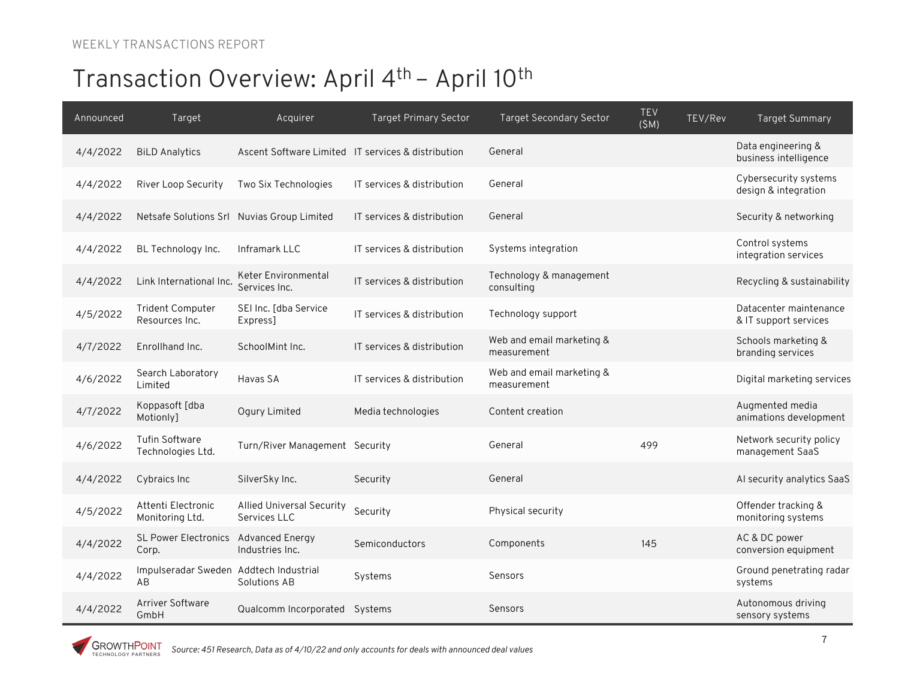WEEKLY TRANSACTIONS REPORT

# Transaction Overview: April 4th – April 10th

| Announced | Target | Acquirer | Target Primary Sector | Target Secondary Sector | TEV ($M) | TEV/Rev | Target Summary |
|---|---|---|---|---|---|---|---|
| 4/4/2022 | BiLD Analytics | Ascent Software Limited | IT services & distribution | General | | | Data engineering & business intelligence |
| 4/4/2022 | River Loop Security | Two Six Technologies | IT services & distribution | General | | | Cybersecurity systems design & integration |
| 4/4/2022 | Netsafe Solutions Srl | Nuvias Group Limited | IT services & distribution | General | | | Security & networking |
| 4/4/2022 | BL Technology Inc. | Inframark LLC | IT services & distribution | Systems integration | | | Control systems integration services |
| 4/4/2022 | Link International Inc. | Keter Environmental Services Inc. | IT services & distribution | Technology & management consulting | | | Recycling & sustainability |
| 4/5/2022 | Trident Computer Resources Inc. | SEI Inc. [dba Service Express] | IT services & distribution | Technology support | | | Datacenter maintenance & IT support services |
| 4/7/2022 | Enrollhand Inc. | SchoolMint Inc. | IT services & distribution | Web and email marketing & measurement | | | Schools marketing & branding services |
| 4/6/2022 | Search Laboratory Limited | Havas SA | IT services & distribution | Web and email marketing & measurement | | | Digital marketing services |
| 4/7/2022 | Koppasoft [dba Motionly] | Ogury Limited | Media technologies | Content creation | | | Augmented media animations development |
| 4/6/2022 | Tufin Software Technologies Ltd. | Turn/River Management | Security | General | 499 | | Network security policy management SaaS |
| 4/4/2022 | Cybraics Inc | SilverSky Inc. | Security | General | | | AI security analytics SaaS |
| 4/5/2022 | Attenti Electronic Monitoring Ltd. | Allied Universal Security Services LLC | Security | Physical security | | | Offender tracking & monitoring systems |
| 4/4/2022 | SL Power Electronics Corp. | Advanced Energy Industries Inc. | Semiconductors | Components | 145 | | AC & DC power conversion equipment |
| 4/4/2022 | Impulseradar Sweden AB | Addtech Industrial Solutions AB | Systems | Sensors | | | Ground penetrating radar systems |
| 4/4/2022 | Arriver Software GmbH | Qualcomm Incorporated | Systems | Sensors | | | Autonomous driving sensory systems |

*Source: 451 Research, Data as of 4/10/22 and only accounts for deals with announced deal values*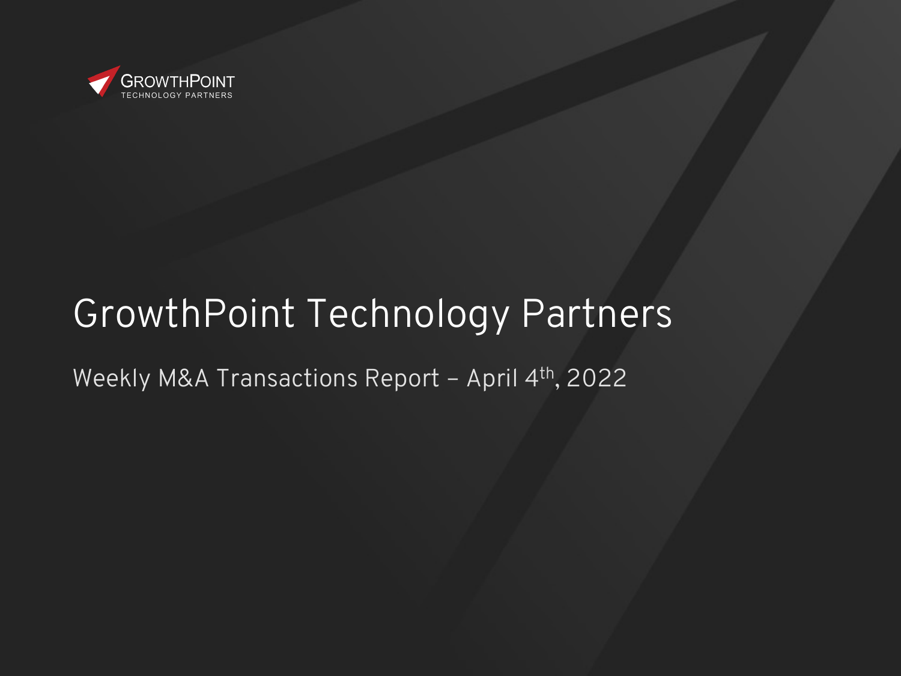GROWTHPOINT
TECHNOLOGY PARTNERS

# GrowthPoint Technology Partners

Weekly M&A Transactions Report – April 4th, 2022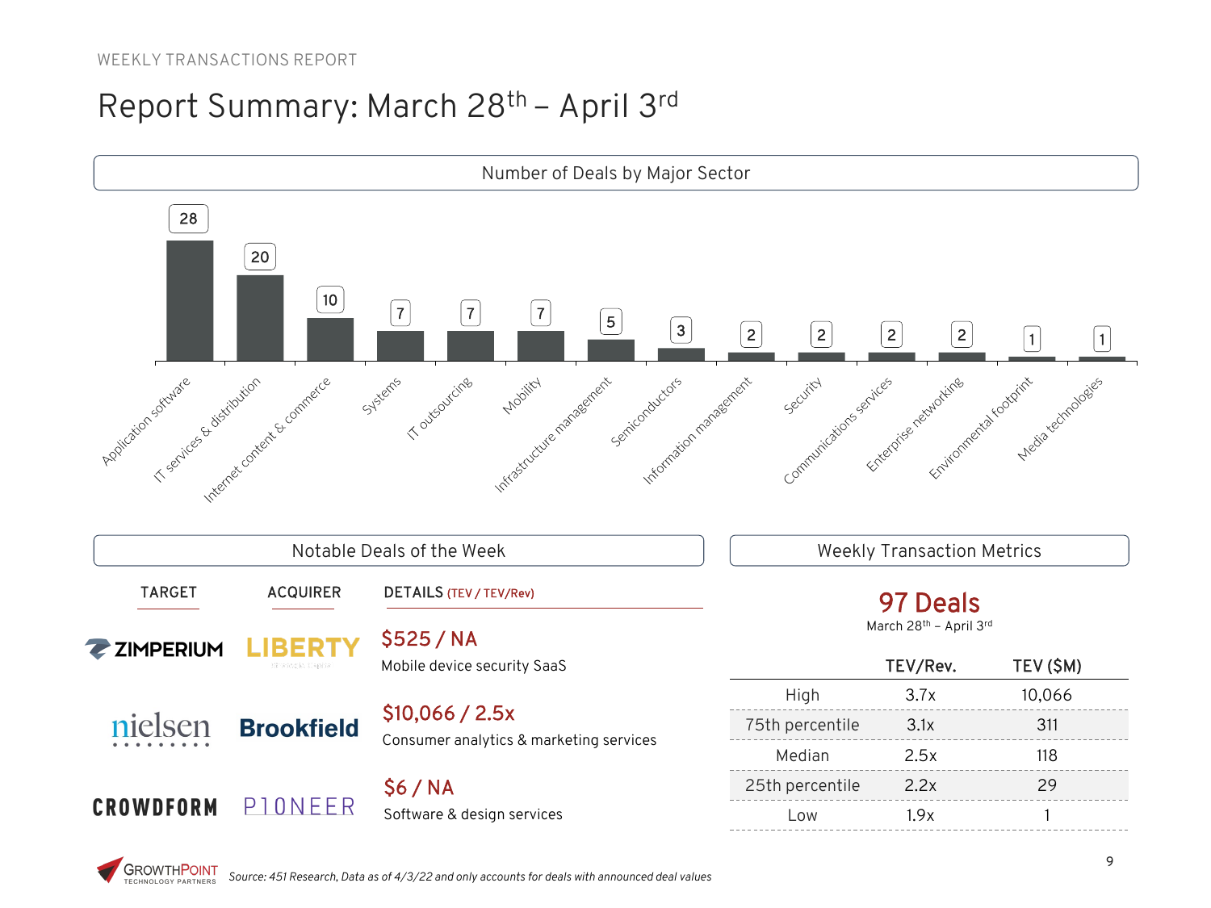WEEKLY TRANSACTIONS REPORT

# Report Summary: March 28th – April 3rd

## Number of Deals by Major Sector

| Sector | Number of Deals |
|---|---|
| Application software | 28 |
| IT services & distribution | 20 |
| Internet content & commerce | 10 |
| Systems | 7 |
| IT outsourcing | 7 |
| Mobility | 7 |
| Infrastructure management | 5 |
| Semiconductors | 3 |
| Information management | 2 |
| Security | 2 |
| Communications services | 2 |
| Enterprise networking | 2 |
| Environmental footprint | 1 |
| Media technologies | 1 |

## Notable Deals of the Week

| TARGET | ACQUIRER | DETAILS (TEV / TEV/Rev) |
|---|---|---|
| ZIMPERIUM | LIBERTY | $525 / NA<br>Mobile device security SaaS |
| nielsen | Brookfield | $10,066 / 2.5x<br>Consumer analytics & marketing services |
| CROWDFORM | PIONEER | $6 / NA<br>Software & design services |

## Weekly Transaction Metrics

**97 Deals**

March 28th – April 3rd

| | TEV/Rev. | TEV ($M) |
|---|---|---|
| High | 3.7x | 10,066 |
| 75th percentile | 3.1x | 311 |
| Median | 2.5x | 118 |
| 25th percentile | 2.2x | 29 |
| Low | 1.9x | 1 |

GROWTHPOINT TECHNOLOGY PARTNERS

*Source: 451 Research, Data as of 4/3/22 and only accounts for deals with announced deal values*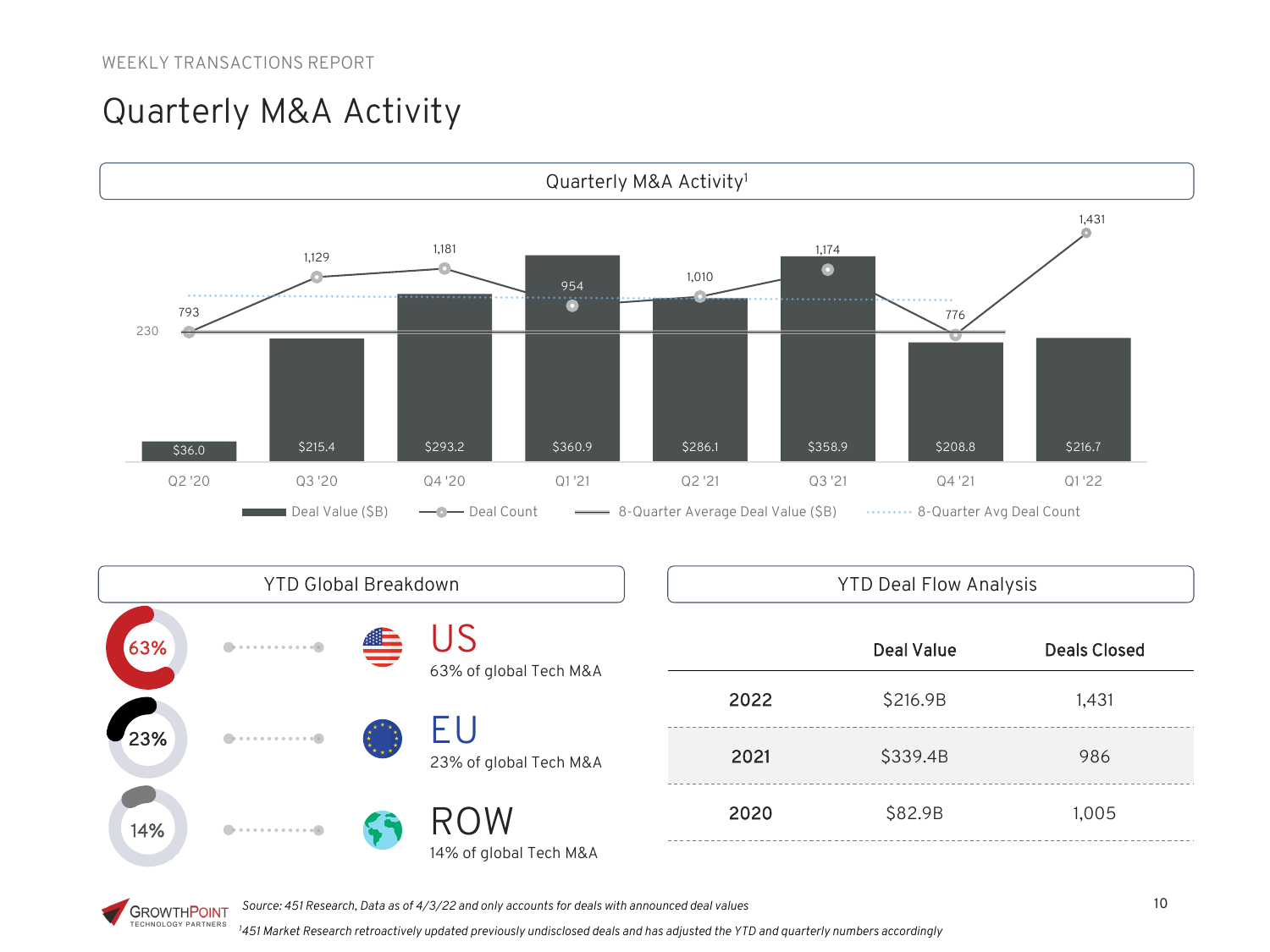WEEKLY TRANSACTIONS REPORT

# Quarterly M&A Activity

## Quarterly M&A Activity[1]

| Quarter | Deal Value ($B) | Deal Count |
|---|---|---|
| Q2 '20 | $36.0 | 793 |
| Q3 '20 | $215.4 | 1,129 |
| Q4 '20 | $293.2 | 1,181 |
| Q1 '21 | $360.9 | 954 |
| Q2 '21 | $286.1 | 1,010 |
| Q3 '21 | $358.9 | 1,174 |
| Q4 '21 | $208.8 | 776 |
| Q1 '22 | $216.7 | 1,431 |

8-Quarter Average Deal Value ($B): 230

Legend: Deal Value ($B) · Deal Count · 8-Quarter Average Deal Value ($B) · 8-Quarter Avg Deal Count

## YTD Global Breakdown

- 63% — **US**: 63% of global Tech M&A
- 23% — **EU**: 23% of global Tech M&A
- 14% — **ROW**: 14% of global Tech M&A

## YTD Deal Flow Analysis

| | Deal Value | Deals Closed |
|---|---|---|
| **2022** | $216.9B | 1,431 |
| **2021** | $339.4B | 986 |
| **2020** | $82.9B | 1,005 |

*Source: 451 Research, Data as of 4/3/22 and only accounts for deals with announced deal values*

*[1]451 Market Research retroactively updated previously undisclosed deals and has adjusted the YTD and quarterly numbers accordingly*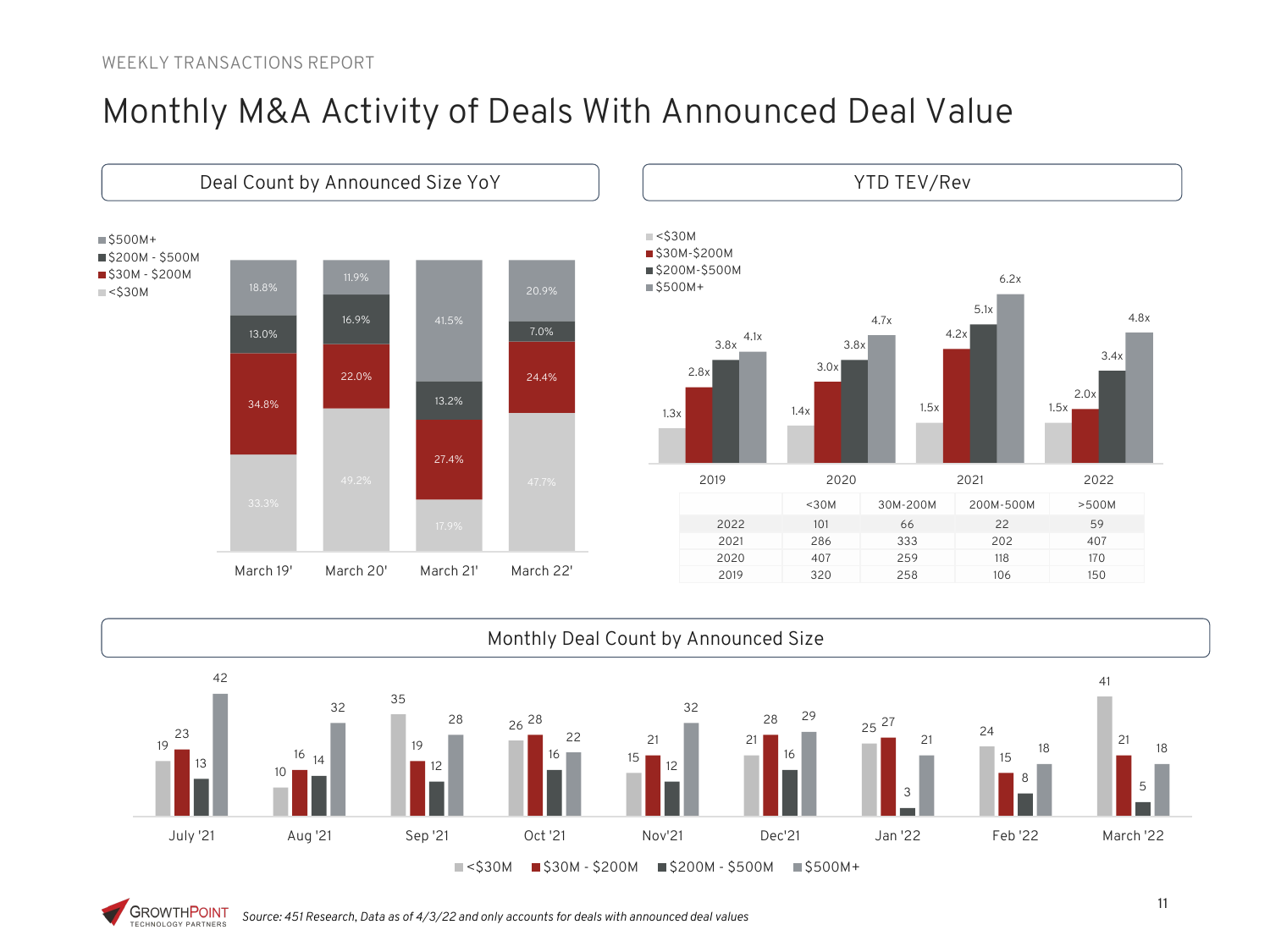WEEKLY TRANSACTIONS REPORT

# Monthly M&A Activity of Deals With Announced Deal Value

## Deal Count by Announced Size YoY

| | March 19' | March 20' | March 21' | March 22' |
|---|---|---|---|---|
| $500M+ | 18.8% | 11.9% | 41.5% | 20.9% |
| $200M - $500M | 13.0% | 16.9% | 13.2% | 7.0% |
| $30M - $200M | 34.8% | 22.0% | 27.4% | 24.4% |
| <$30M | 33.3% | 49.2% | 17.9% | 47.7% |

## YTD TEV/Rev

| | <$30M | $30M-$200M | $200M-$500M | $500M+ |
|---|---|---|---|---|
| 2019 | 1.3x | 2.8x | 3.8x | 4.1x |
| 2020 | 1.4x | 3.0x | 3.8x | 4.7x |
| 2021 | 1.5x | 4.2x | 5.1x | 6.2x |
| 2022 | 1.5x | 2.0x | 3.4x | 4.8x |

| | <30M | 30M-200M | 200M-500M | >500M |
|---|---|---|---|---|
| 2022 | 101 | 66 | 22 | 59 |
| 2021 | 286 | 333 | 202 | 407 |
| 2020 | 407 | 259 | 118 | 170 |
| 2019 | 320 | 258 | 106 | 150 |

## Monthly Deal Count by Announced Size

| | <$30M | $30M - $200M | $200M - $500M | $500M+ |
|---|---|---|---|---|
| July '21 | 19 | 23 | 13 | 42 |
| Aug '21 | 10 | 16 | 14 | 32 |
| Sep '21 | 35 | 19 | 12 | 28 |
| Oct '21 | 26 | 28 | 16 | 22 |
| Nov'21 | 15 | 21 | 12 | 32 |
| Dec'21 | 21 | 28 | 16 | 29 |
| Jan '22 | 25 | 27 | 3 | 21 |
| Feb '22 | 24 | 15 | 8 | 18 |
| March '22 | 41 | 21 | 5 | 18 |

*Source: 451 Research, Data as of 4/3/22 and only accounts for deals with announced deal values*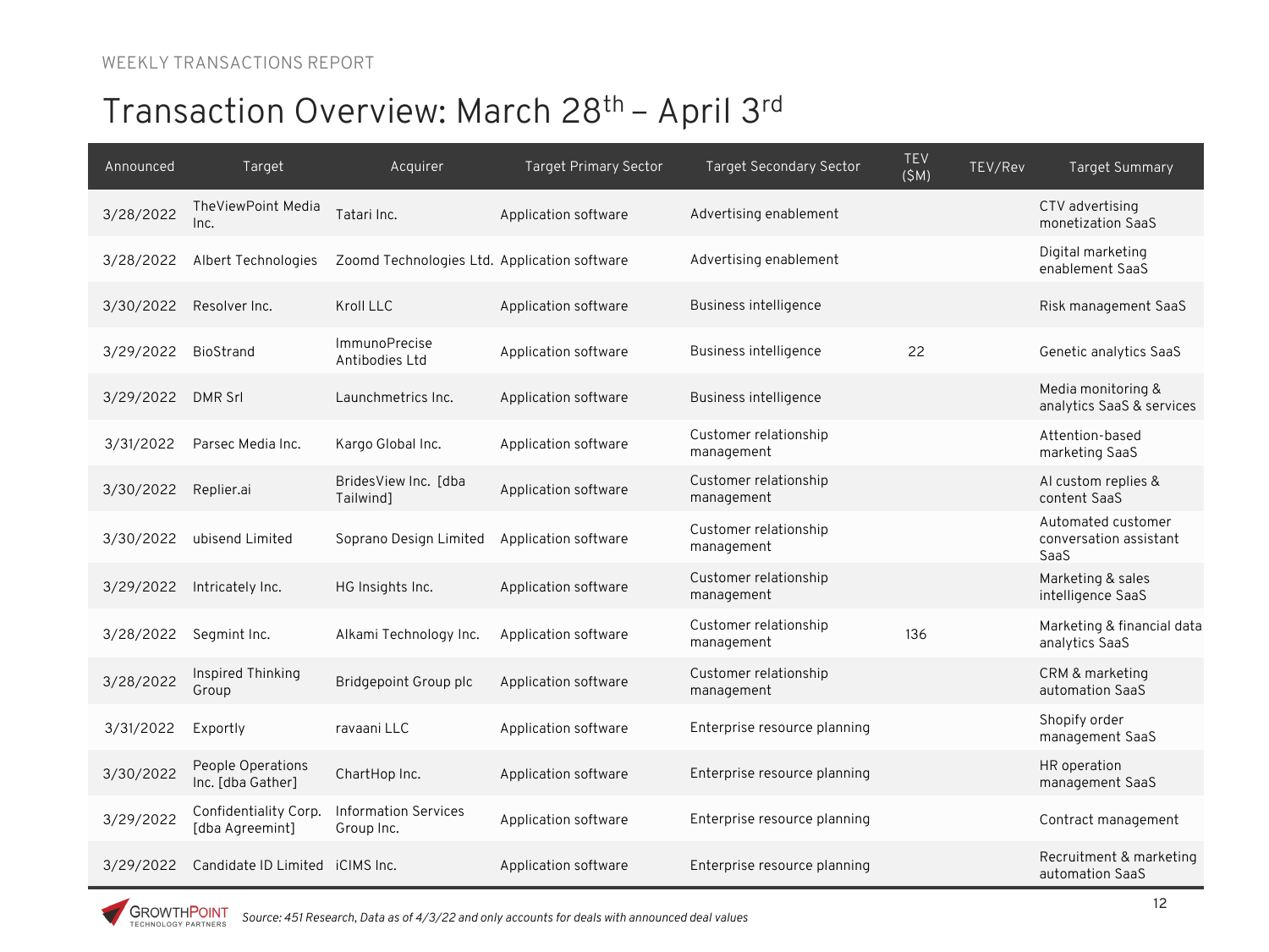WEEKLY TRANSACTIONS REPORT

# Transaction Overview: March 28th – April 3rd

| Announced | Target | Acquirer | Target Primary Sector | Target Secondary Sector | TEV ($M) | TEV/Rev | Target Summary |
|---|---|---|---|---|---|---|---|
| 3/28/2022 | TheViewPoint Media Inc. | Tatari Inc. | Application software | Advertising enablement | | | CTV advertising monetization SaaS |
| 3/28/2022 | Albert Technologies | Zoomd Technologies Ltd. | Application software | Advertising enablement | | | Digital marketing enablement SaaS |
| 3/30/2022 | Resolver Inc. | Kroll LLC | Application software | Business intelligence | | | Risk management SaaS |
| 3/29/2022 | BioStrand | ImmunoPrecise Antibodies Ltd | Application software | Business intelligence | 22 | | Genetic analytics SaaS |
| 3/29/2022 | DMR Srl | Launchmetrics Inc. | Application software | Business intelligence | | | Media monitoring & analytics SaaS & services |
| 3/31/2022 | Parsec Media Inc. | Kargo Global Inc. | Application software | Customer relationship management | | | Attention-based marketing SaaS |
| 3/30/2022 | Replier.ai | BridesView Inc. [dba Tailwind] | Application software | Customer relationship management | | | AI custom replies & content SaaS |
| 3/30/2022 | ubisend Limited | Soprano Design Limited | Application software | Customer relationship management | | | Automated customer conversation assistant SaaS |
| 3/29/2022 | Intricately Inc. | HG Insights Inc. | Application software | Customer relationship management | | | Marketing & sales intelligence SaaS |
| 3/28/2022 | Segmint Inc. | Alkami Technology Inc. | Application software | Customer relationship management | 136 | | Marketing & financial data analytics SaaS |
| 3/28/2022 | Inspired Thinking Group | Bridgepoint Group plc | Application software | Customer relationship management | | | CRM & marketing automation SaaS |
| 3/31/2022 | Exportly | ravaani LLC | Application software | Enterprise resource planning | | | Shopify order management SaaS |
| 3/30/2022 | People Operations Inc. [dba Gather] | ChartHop Inc. | Application software | Enterprise resource planning | | | HR operation management SaaS |
| 3/29/2022 | Confidentiality Corp. [dba Agreemint] | Information Services Group Inc. | Application software | Enterprise resource planning | | | Contract management |
| 3/29/2022 | Candidate ID Limited | iCIMS Inc. | Application software | Enterprise resource planning | | | Recruitment & marketing automation SaaS |

*Source: 451 Research, Data as of 4/3/22 and only accounts for deals with announced deal values*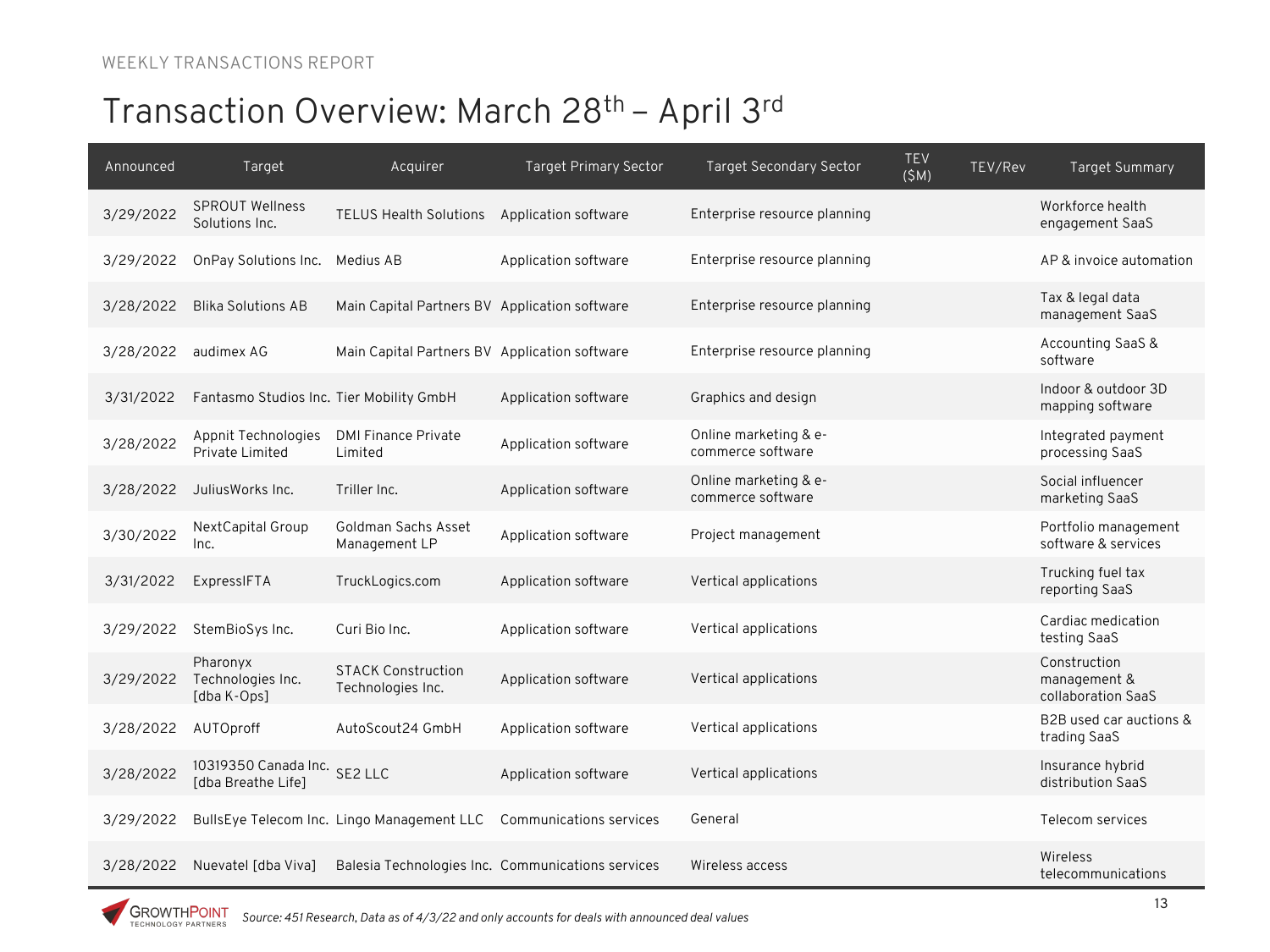WEEKLY TRANSACTIONS REPORT

# Transaction Overview: March 28th – April 3rd

| Announced | Target | Acquirer | Target Primary Sector | Target Secondary Sector | TEV ($M) | TEV/Rev | Target Summary |
|---|---|---|---|---|---|---|---|
| 3/29/2022 | SPROUT Wellness Solutions Inc. | TELUS Health Solutions | Application software | Enterprise resource planning | | | Workforce health engagement SaaS |
| 3/29/2022 | OnPay Solutions Inc. | Medius AB | Application software | Enterprise resource planning | | | AP & invoice automation |
| 3/28/2022 | Blika Solutions AB | Main Capital Partners BV | Application software | Enterprise resource planning | | | Tax & legal data management SaaS |
| 3/28/2022 | audimex AG | Main Capital Partners BV | Application software | Enterprise resource planning | | | Accounting SaaS & software |
| 3/31/2022 | Fantasmo Studios Inc. | Tier Mobility GmbH | Application software | Graphics and design | | | Indoor & outdoor 3D mapping software |
| 3/28/2022 | Appnit Technologies Private Limited | DMI Finance Private Limited | Application software | Online marketing & e-commerce software | | | Integrated payment processing SaaS |
| 3/28/2022 | JuliusWorks Inc. | Triller Inc. | Application software | Online marketing & e-commerce software | | | Social influencer marketing SaaS |
| 3/30/2022 | NextCapital Group Inc. | Goldman Sachs Asset Management LP | Application software | Project management | | | Portfolio management software & services |
| 3/31/2022 | ExpressIFTA | TruckLogics.com | Application software | Vertical applications | | | Trucking fuel tax reporting SaaS |
| 3/29/2022 | StemBioSys Inc. | Curi Bio Inc. | Application software | Vertical applications | | | Cardiac medication testing SaaS |
| 3/29/2022 | Pharonyx Technologies Inc. [dba K-Ops] | STACK Construction Technologies Inc. | Application software | Vertical applications | | | Construction management & collaboration SaaS |
| 3/28/2022 | AUTOproff | AutoScout24 GmbH | Application software | Vertical applications | | | B2B used car auctions & trading SaaS |
| 3/28/2022 | 10319350 Canada Inc. [dba Breathe Life] | SE2 LLC | Application software | Vertical applications | | | Insurance hybrid distribution SaaS |
| 3/29/2022 | BullsEye Telecom Inc. | Lingo Management LLC | Communications services | General | | | Telecom services |
| 3/28/2022 | Nuevatel [dba Viva] | Balesia Technologies Inc. | Communications services | Wireless access | | | Wireless telecommunications |

*Source: 451 Research, Data as of 4/3/22 and only accounts for deals with announced deal values*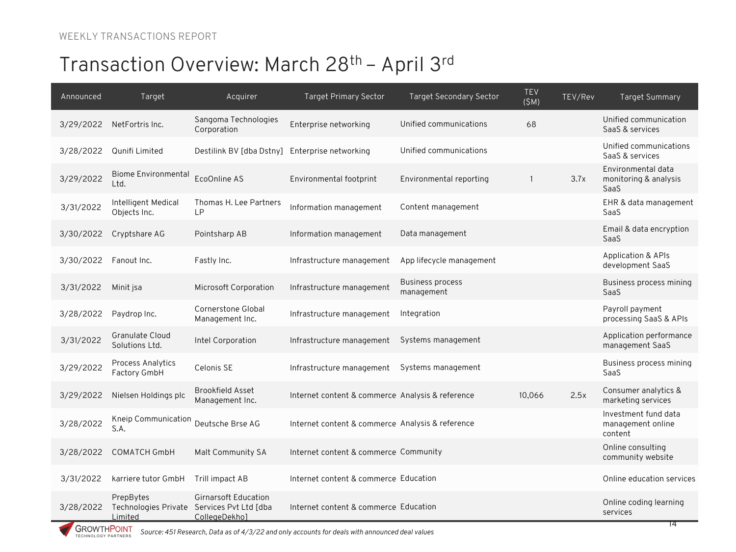WEEKLY TRANSACTIONS REPORT

# Transaction Overview: March 28th – April 3rd

| Announced | Target | Acquirer | Target Primary Sector | Target Secondary Sector | TEV ($M) | TEV/Rev | Target Summary |
|---|---|---|---|---|---|---|---|
| 3/29/2022 | NetFortris Inc. | Sangoma Technologies Corporation | Enterprise networking | Unified communications | 68 | | Unified communication SaaS & services |
| 3/28/2022 | Qunifi Limited | Destilink BV [dba Dstny] | Enterprise networking | Unified communications | | | Unified communications SaaS & services |
| 3/29/2022 | Biome Environmental Ltd. | EcoOnline AS | Environmental footprint | Environmental reporting | 1 | 3.7x | Environmental data monitoring & analysis SaaS |
| 3/31/2022 | Intelligent Medical Objects Inc. | Thomas H. Lee Partners LP | Information management | Content management | | | EHR & data management SaaS |
| 3/30/2022 | Cryptshare AG | Pointsharp AB | Information management | Data management | | | Email & data encryption SaaS |
| 3/30/2022 | Fanout Inc. | Fastly Inc. | Infrastructure management | App lifecycle management | | | Application & APIs development SaaS |
| 3/31/2022 | Minit jsa | Microsoft Corporation | Infrastructure management | Business process management | | | Business process mining SaaS |
| 3/28/2022 | Paydrop Inc. | Cornerstone Global Management Inc. | Infrastructure management | Integration | | | Payroll payment processing SaaS & APIs |
| 3/31/2022 | Granulate Cloud Solutions Ltd. | Intel Corporation | Infrastructure management | Systems management | | | Application performance management SaaS |
| 3/29/2022 | Process Analytics Factory GmbH | Celonis SE | Infrastructure management | Systems management | | | Business process mining SaaS |
| 3/29/2022 | Nielsen Holdings plc | Brookfield Asset Management Inc. | Internet content & commerce | Analysis & reference | 10,066 | 2.5x | Consumer analytics & marketing services |
| 3/28/2022 | Kneip Communication S.A. | Deutsche Brse AG | Internet content & commerce | Analysis & reference | | | Investment fund data management online content |
| 3/28/2022 | COMATCH GmbH | Malt Community SA | Internet content & commerce | Community | | | Online consulting community website |
| 3/31/2022 | karriere tutor GmbH | Trill impact AB | Internet content & commerce | Education | | | Online education services |
| 3/28/2022 | PrepBytes Technologies Private Limited | Girnarsoft Education Services Pvt Ltd [dba CollegeDekho] | Internet content & commerce | Education | | | Online coding learning services |

*Source: 451 Research, Data as of 4/3/22 and only accounts for deals with announced deal values*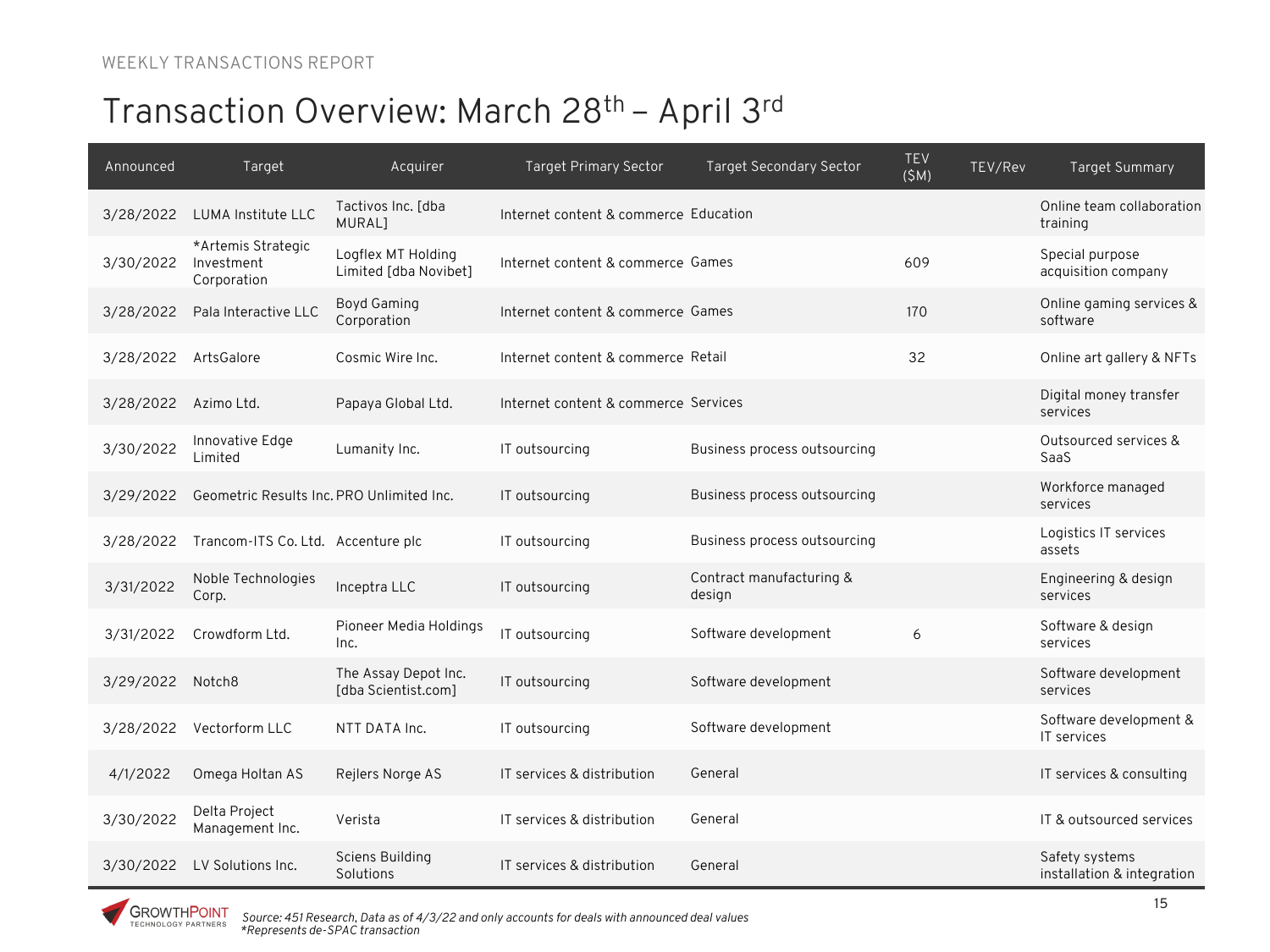WEEKLY TRANSACTIONS REPORT

# Transaction Overview: March 28th – April 3rd

| Announced | Target | Acquirer | Target Primary Sector | Target Secondary Sector | TEV ($M) | TEV/Rev | Target Summary |
|---|---|---|---|---|---|---|---|
| 3/28/2022 | LUMA Institute LLC | Tactivos Inc. [dba MURAL] | Internet content & commerce | Education | | | Online team collaboration training |
| 3/30/2022 | *Artemis Strategic Investment Corporation | Logflex MT Holding Limited [dba Novibet] | Internet content & commerce | Games | 609 | | Special purpose acquisition company |
| 3/28/2022 | Pala Interactive LLC | Boyd Gaming Corporation | Internet content & commerce | Games | 170 | | Online gaming services & software |
| 3/28/2022 | ArtsGalore | Cosmic Wire Inc. | Internet content & commerce | Retail | 32 | | Online art gallery & NFTs |
| 3/28/2022 | Azimo Ltd. | Papaya Global Ltd. | Internet content & commerce | Services | | | Digital money transfer services |
| 3/30/2022 | Innovative Edge Limited | Lumanity Inc. | IT outsourcing | Business process outsourcing | | | Outsourced services & SaaS |
| 3/29/2022 | Geometric Results Inc. | PRO Unlimited Inc. | IT outsourcing | Business process outsourcing | | | Workforce managed services |
| 3/28/2022 | Trancom-ITS Co. Ltd. | Accenture plc | IT outsourcing | Business process outsourcing | | | Logistics IT services assets |
| 3/31/2022 | Noble Technologies Corp. | Inceptra LLC | IT outsourcing | Contract manufacturing & design | | | Engineering & design services |
| 3/31/2022 | Crowdform Ltd. | Pioneer Media Holdings Inc. | IT outsourcing | Software development | 6 | | Software & design services |
| 3/29/2022 | Notch8 | The Assay Depot Inc. [dba Scientist.com] | IT outsourcing | Software development | | | Software development services |
| 3/28/2022 | Vectorform LLC | NTT DATA Inc. | IT outsourcing | Software development | | | Software development & IT services |
| 4/1/2022 | Omega Holtan AS | Rejlers Norge AS | IT services & distribution | General | | | IT services & consulting |
| 3/30/2022 | Delta Project Management Inc. | Verista | IT services & distribution | General | | | IT & outsourced services |
| 3/30/2022 | LV Solutions Inc. | Sciens Building Solutions | IT services & distribution | General | | | Safety systems installation & integration |

*Source: 451 Research, Data as of 4/3/22 and only accounts for deals with announced deal values*
*Represents de-SPAC transaction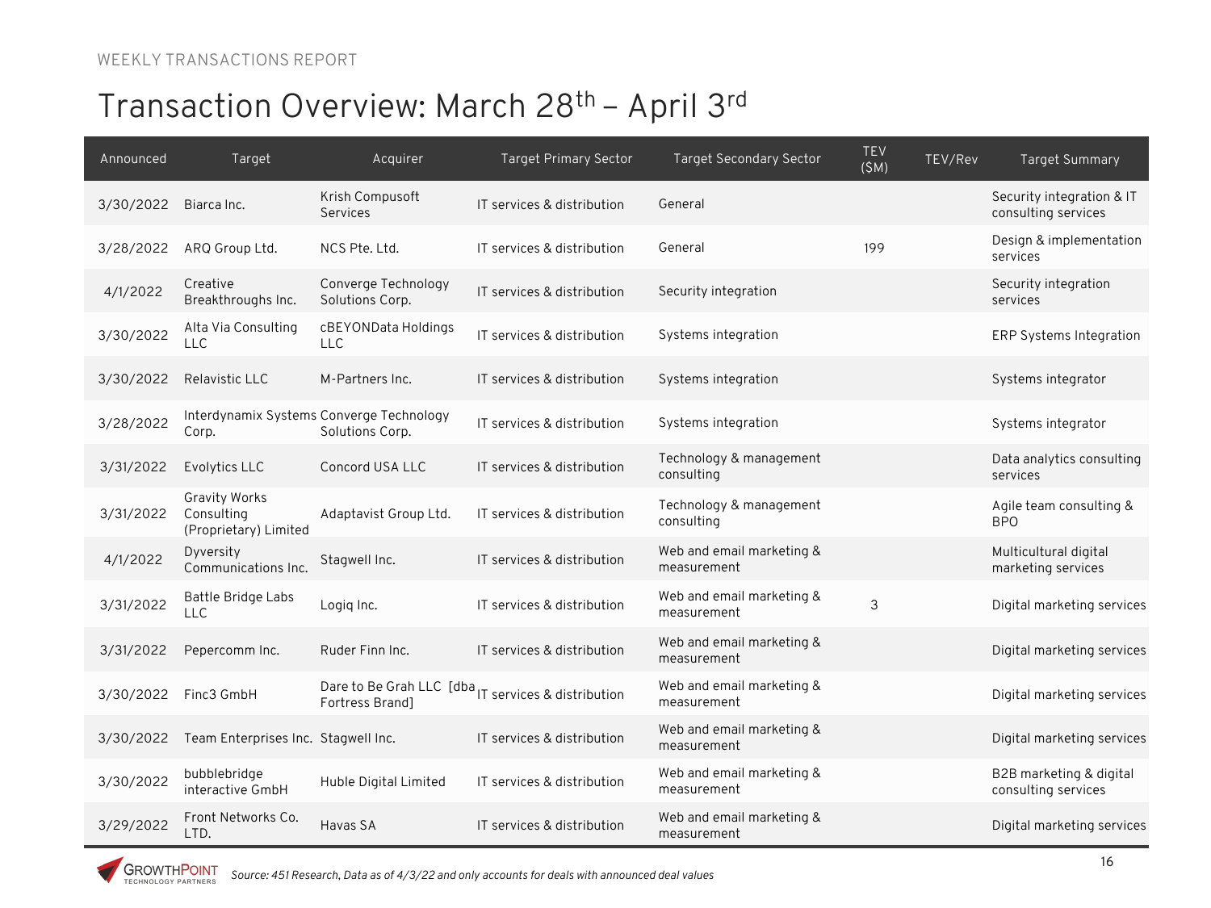WEEKLY TRANSACTIONS REPORT

# Transaction Overview: March 28th – April 3rd

| Announced | Target | Acquirer | Target Primary Sector | Target Secondary Sector | TEV ($M) | TEV/Rev | Target Summary |
|---|---|---|---|---|---|---|---|
| 3/30/2022 | Biarca Inc. | Krish Compusoft Services | IT services & distribution | General | | | Security integration & IT consulting services |
| 3/28/2022 | ARQ Group Ltd. | NCS Pte. Ltd. | IT services & distribution | General | 199 | | Design & implementation services |
| 4/1/2022 | Creative Breakthroughs Inc. | Converge Technology Solutions Corp. | IT services & distribution | Security integration | | | Security integration services |
| 3/30/2022 | Alta Via Consulting LLC | cBEYONData Holdings LLC | IT services & distribution | Systems integration | | | ERP Systems Integration |
| 3/30/2022 | Relavistic LLC | M-Partners Inc. | IT services & distribution | Systems integration | | | Systems integrator |
| 3/28/2022 | Interdynamix Systems Corp. | Converge Technology Solutions Corp. | IT services & distribution | Systems integration | | | Systems integrator |
| 3/31/2022 | Evolytics LLC | Concord USA LLC | IT services & distribution | Technology & management consulting | | | Data analytics consulting services |
| 3/31/2022 | Gravity Works Consulting (Proprietary) Limited | Adaptavist Group Ltd. | IT services & distribution | Technology & management consulting | | | Agile team consulting & BPO |
| 4/1/2022 | Dyversity Communications Inc. | Stagwell Inc. | IT services & distribution | Web and email marketing & measurement | | | Multicultural digital marketing services |
| 3/31/2022 | Battle Bridge Labs LLC | Logiq Inc. | IT services & distribution | Web and email marketing & measurement | 3 | | Digital marketing services |
| 3/31/2022 | Pepercomm Inc. | Ruder Finn Inc. | IT services & distribution | Web and email marketing & measurement | | | Digital marketing services |
| 3/30/2022 | Finc3 GmbH | Dare to Be Grah LLC [dba Fortress Brand] | IT services & distribution | Web and email marketing & measurement | | | Digital marketing services |
| 3/30/2022 | Team Enterprises Inc. | Stagwell Inc. | IT services & distribution | Web and email marketing & measurement | | | Digital marketing services |
| 3/30/2022 | bubblebridge interactive GmbH | Huble Digital Limited | IT services & distribution | Web and email marketing & measurement | | | B2B marketing & digital consulting services |
| 3/29/2022 | Front Networks Co. LTD. | Havas SA | IT services & distribution | Web and email marketing & measurement | | | Digital marketing services |

*Source: 451 Research, Data as of 4/3/22 and only accounts for deals with announced deal values*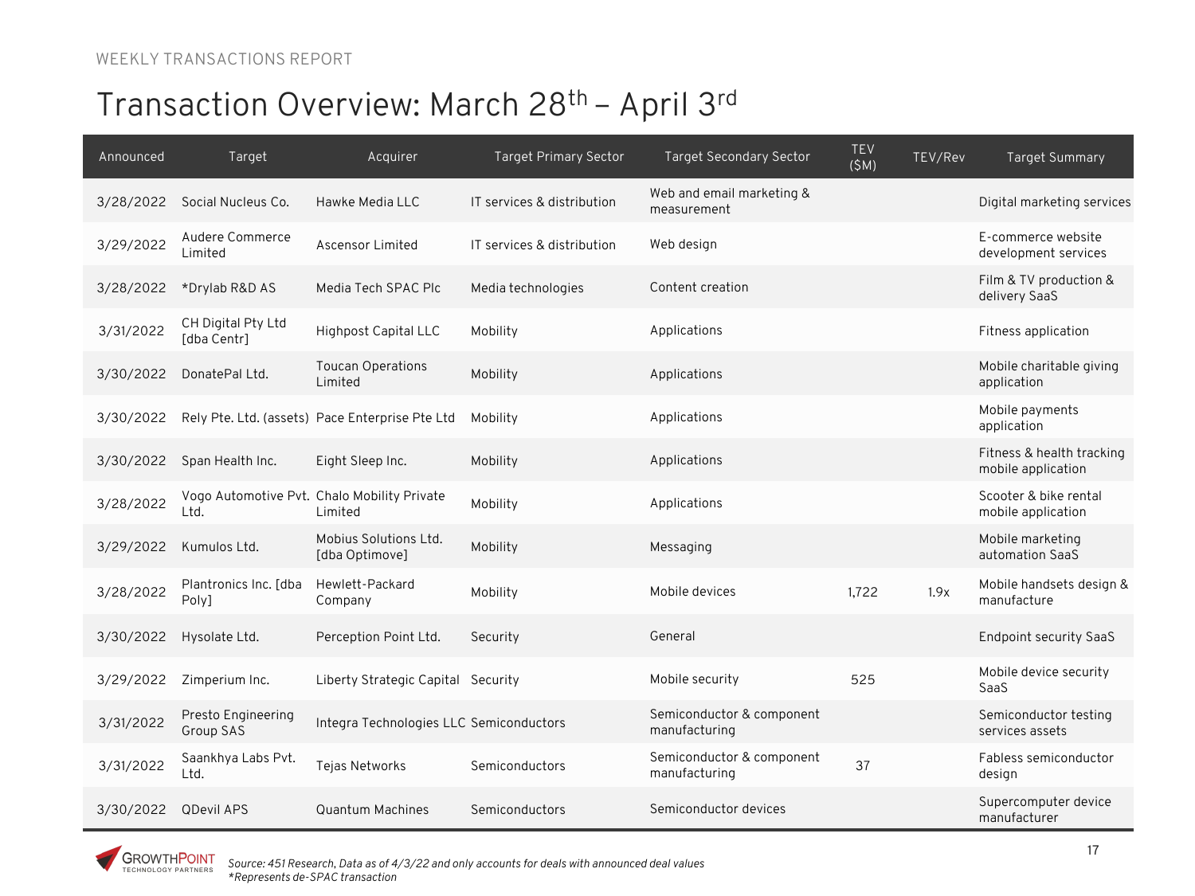WEEKLY TRANSACTIONS REPORT

# Transaction Overview: March 28th – April 3rd

| Announced | Target | Acquirer | Target Primary Sector | Target Secondary Sector | TEV ($M) | TEV/Rev | Target Summary |
|---|---|---|---|---|---|---|---|
| 3/28/2022 | Social Nucleus Co. | Hawke Media LLC | IT services & distribution | Web and email marketing & measurement | | | Digital marketing services |
| 3/29/2022 | Audere Commerce Limited | Ascensor Limited | IT services & distribution | Web design | | | E-commerce website development services |
| 3/28/2022 | *Drylab R&D AS | Media Tech SPAC Plc | Media technologies | Content creation | | | Film & TV production & delivery SaaS |
| 3/31/2022 | CH Digital Pty Ltd [dba Centr] | Highpost Capital LLC | Mobility | Applications | | | Fitness application |
| 3/30/2022 | DonatePal Ltd. | Toucan Operations Limited | Mobility | Applications | | | Mobile charitable giving application |
| 3/30/2022 | Rely Pte. Ltd. (assets) | Pace Enterprise Pte Ltd | Mobility | Applications | | | Mobile payments application |
| 3/30/2022 | Span Health Inc. | Eight Sleep Inc. | Mobility | Applications | | | Fitness & health tracking mobile application |
| 3/28/2022 | Vogo Automotive Pvt. Ltd. | Chalo Mobility Private Limited | Mobility | Applications | | | Scooter & bike rental mobile application |
| 3/29/2022 | Kumulos Ltd. | Mobius Solutions Ltd. [dba Optimove] | Mobility | Messaging | | | Mobile marketing automation SaaS |
| 3/28/2022 | Plantronics Inc. [dba Poly] | Hewlett-Packard Company | Mobility | Mobile devices | 1,722 | 1.9x | Mobile handsets design & manufacture |
| 3/30/2022 | Hysolate Ltd. | Perception Point Ltd. | Security | General | | | Endpoint security SaaS |
| 3/29/2022 | Zimperium Inc. | Liberty Strategic Capital | Security | Mobile security | 525 | | Mobile device security SaaS |
| 3/31/2022 | Presto Engineering Group SAS | Integra Technologies LLC | Semiconductors | Semiconductor & component manufacturing | | | Semiconductor testing services assets |
| 3/31/2022 | Saankhya Labs Pvt. Ltd. | Tejas Networks | Semiconductors | Semiconductor & component manufacturing | 37 | | Fabless semiconductor design |
| 3/30/2022 | QDevil APS | Quantum Machines | Semiconductors | Semiconductor devices | | | Supercomputer device manufacturer |

*Source: 451 Research, Data as of 4/3/22 and only accounts for deals with announced deal values*
**Represents de-SPAC transaction*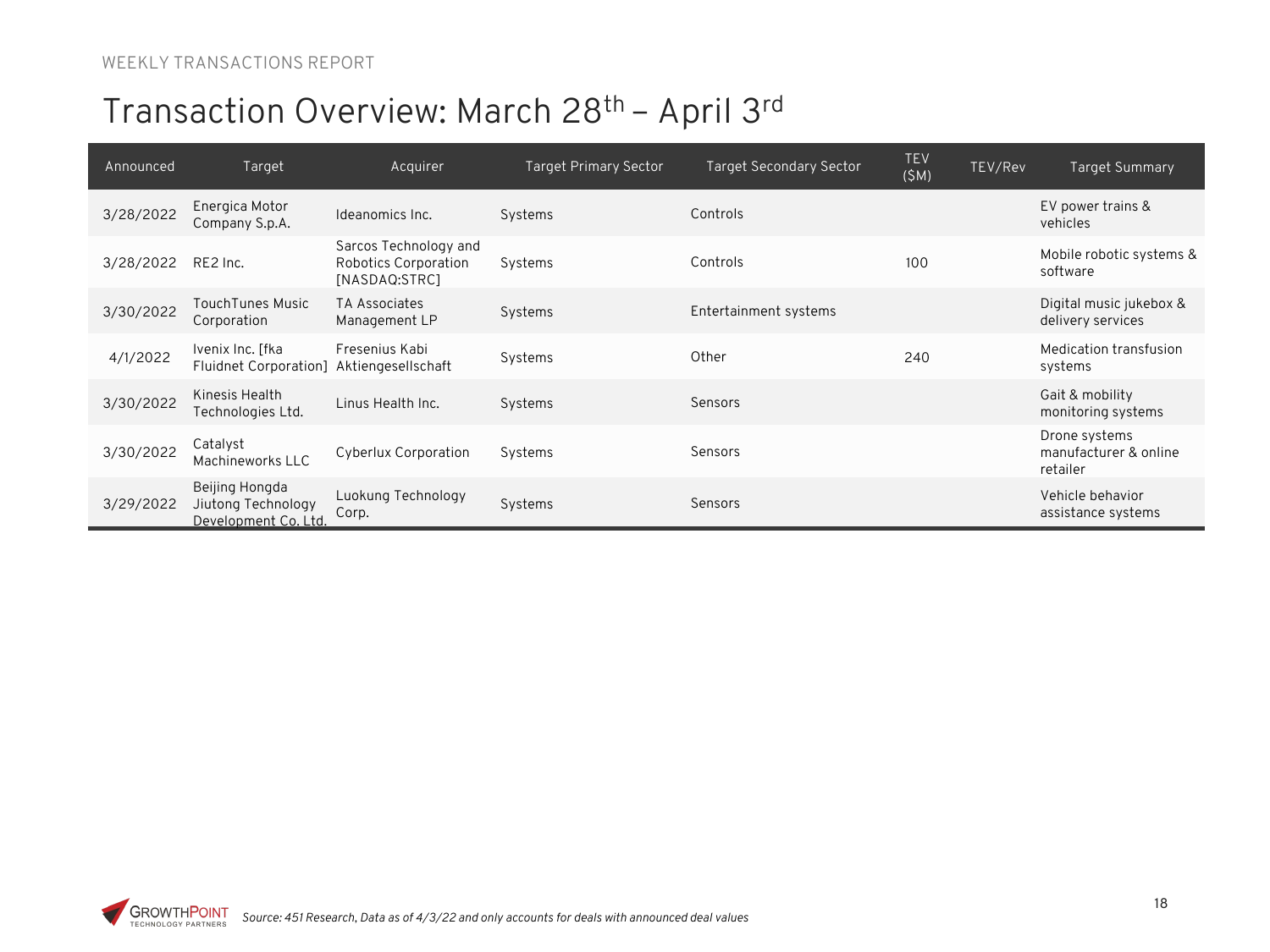WEEKLY TRANSACTIONS REPORT

# Transaction Overview: March 28th – April 3rd

| Announced | Target | Acquirer | Target Primary Sector | Target Secondary Sector | TEV ($M) | TEV/Rev | Target Summary |
|---|---|---|---|---|---|---|---|
| 3/28/2022 | Energica Motor Company S.p.A. | Ideanomics Inc. | Systems | Controls | | | EV power trains & vehicles |
| 3/28/2022 | RE2 Inc. | Sarcos Technology and Robotics Corporation [NASDAQ:STRC] | Systems | Controls | 100 | | Mobile robotic systems & software |
| 3/30/2022 | TouchTunes Music Corporation | TA Associates Management LP | Systems | Entertainment systems | | | Digital music jukebox & delivery services |
| 4/1/2022 | Ivenix Inc. [fka Fluidnet Corporation] | Fresenius Kabi Aktiengesellschaft | Systems | Other | 240 | | Medication transfusion systems |
| 3/30/2022 | Kinesis Health Technologies Ltd. | Linus Health Inc. | Systems | Sensors | | | Gait & mobility monitoring systems |
| 3/30/2022 | Catalyst Machineworks LLC | Cyberlux Corporation | Systems | Sensors | | | Drone systems manufacturer & online retailer |
| 3/29/2022 | Beijing Hongda Jiutong Technology Development Co. Ltd. | Luokung Technology Corp. | Systems | Sensors | | | Vehicle behavior assistance systems |

*Source: 451 Research, Data as of 4/3/22 and only accounts for deals with announced deal values*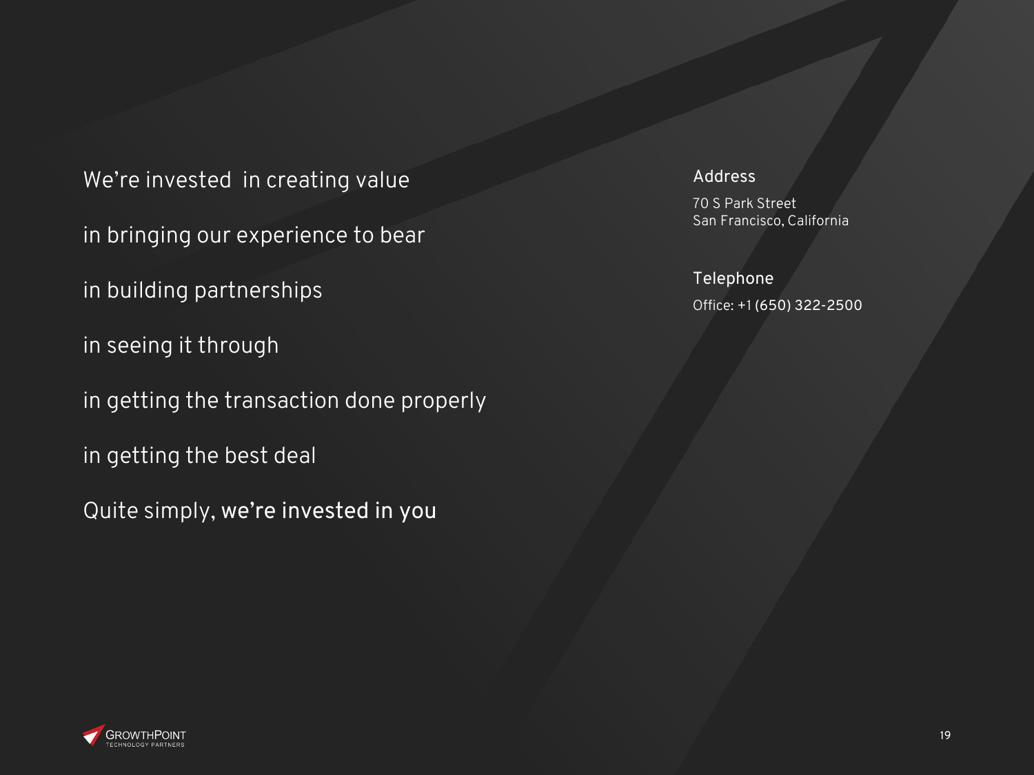We're invested in creating value

in bringing our experience to bear

in building partnerships

in seeing it through

in getting the transaction done properly

in getting the best deal

Quite simply, **we're invested in you**

**Address**

70 S Park Street
San Francisco, California

**Telephone**

Office: +1 (650) 322-2500

GrowthPoint Technology Partners